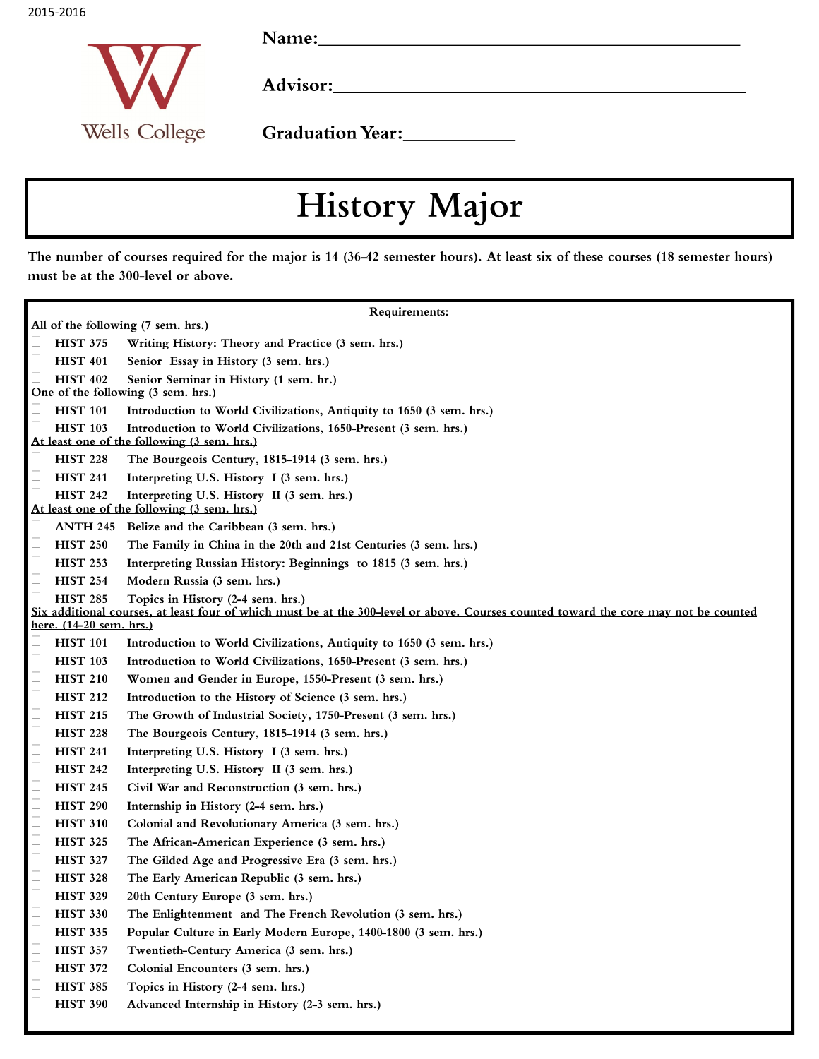2015-2016

Wells College

**Name:**\_\_\_\_\_\_\_\_\_\_\_\_\_\_\_\_\_\_\_\_\_\_\_\_\_\_\_\_\_\_\_\_\_\_\_\_\_\_\_\_\_\_\_\_

**Advisor:**\_\_\_\_\_\_\_\_\_\_\_\_\_\_\_\_\_\_\_\_\_\_\_\_\_\_\_\_\_\_\_\_\_\_\_\_\_\_\_\_\_\_\_

**Graduation Year:**\_\_\_\_\_\_\_\_\_\_\_\_

# History Major

**The number of courses required for the major is 14 (36-42 semester hours). At least six of these courses (18 semester hours) must be at the 300-level or above.**

**Requirements:**

All of the following (7 sem. hrs.)

- ☐ **HIST 375** Writing History: Theory and Practice (3 sem. hrs.)
- ☐ **HIST 401** Senior Essay in History (3 sem. hrs.)
- ☐ **HIST 402** Senior Seminar in History (1 sem. hr.)

One of the following (3 sem. hrs.)

- ☐ **HIST 101** Introduction to World Civilizations, Antiquity to 1650 (3 sem. hrs.)
- ☐ **HIST 103** Introduction to World Civilizations, 1650-Present (3 sem. hrs.)

At least one of the following (3 sem. hrs.)

- ☐ **HIST 228** The Bourgeois Century, 1815-1914 (3 sem. hrs.)
- ☐ **HIST 241** Interpreting U.S. History I (3 sem. hrs.)
- ☐ **HIST 242** Interpreting U.S. History II (3 sem. hrs.)

At least one of the following (3 sem. hrs.)

- ☐ **ANTH 245** Belize and the Caribbean (3 sem. hrs.)
- ☐ **HIST 250** The Family in China in the 20th and 21st Centuries (3 sem. hrs.)
- ☐ **HIST 253** Interpreting Russian History: Beginnings to 1815 (3 sem. hrs.)
- ☐ **HIST 254** Modern Russia (3 sem. hrs.)
- ☐ **HIST 285** Topics in History (2-4 sem. hrs.)

Six additional courses, at least four of which must be at the 300-level or above. Courses counted toward the core may not be counted here. (14-20 sem. hrs.)

- ☐ **HIST 101** Introduction to World Civilizations, Antiquity to 1650 (3 sem. hrs.)
- ☐ **HIST 103** Introduction to World Civilizations, 1650-Present (3 sem. hrs.)
- ☐ **HIST 210** Women and Gender in Europe, 1550-Present (3 sem. hrs.)
- ☐ **HIST 212** Introduction to the History of Science (3 sem. hrs.)
- ☐ **HIST 215** The Growth of Industrial Society, 1750-Present (3 sem. hrs.)
- ☐ **HIST 228** The Bourgeois Century, 1815-1914 (3 sem. hrs.)
- ☐ **HIST 241** Interpreting U.S. History I (3 sem. hrs.)
- ☐ **HIST 242** Interpreting U.S. History II (3 sem. hrs.)
- ☐ **HIST 245** Civil War and Reconstruction (3 sem. hrs.)
- ☐ **HIST 290** Internship in History (2-4 sem. hrs.)
- ☐ **HIST 310** Colonial and Revolutionary America (3 sem. hrs.)
- ☐ **HIST 325** The African-American Experience (3 sem. hrs.)
- ☐ **HIST 327** The Gilded Age and Progressive Era (3 sem. hrs.)
- ☐ **HIST 328** The Early American Republic (3 sem. hrs.)
- ☐ **HIST 329** 20th Century Europe (3 sem. hrs.)
- ☐ **HIST 330** The Enlightenment and The French Revolution (3 sem. hrs.)
- ☐ **HIST 335** Popular Culture in Early Modern Europe, 1400-1800 (3 sem. hrs.)
- ☐ **HIST 357** Twentieth-Century America (3 sem. hrs.)
- ☐ **HIST 372** Colonial Encounters (3 sem. hrs.)
- ☐ **HIST 385** Topics in History (2-4 sem. hrs.)
- ☐ **HIST 390** Advanced Internship in History (2-3 sem. hrs.)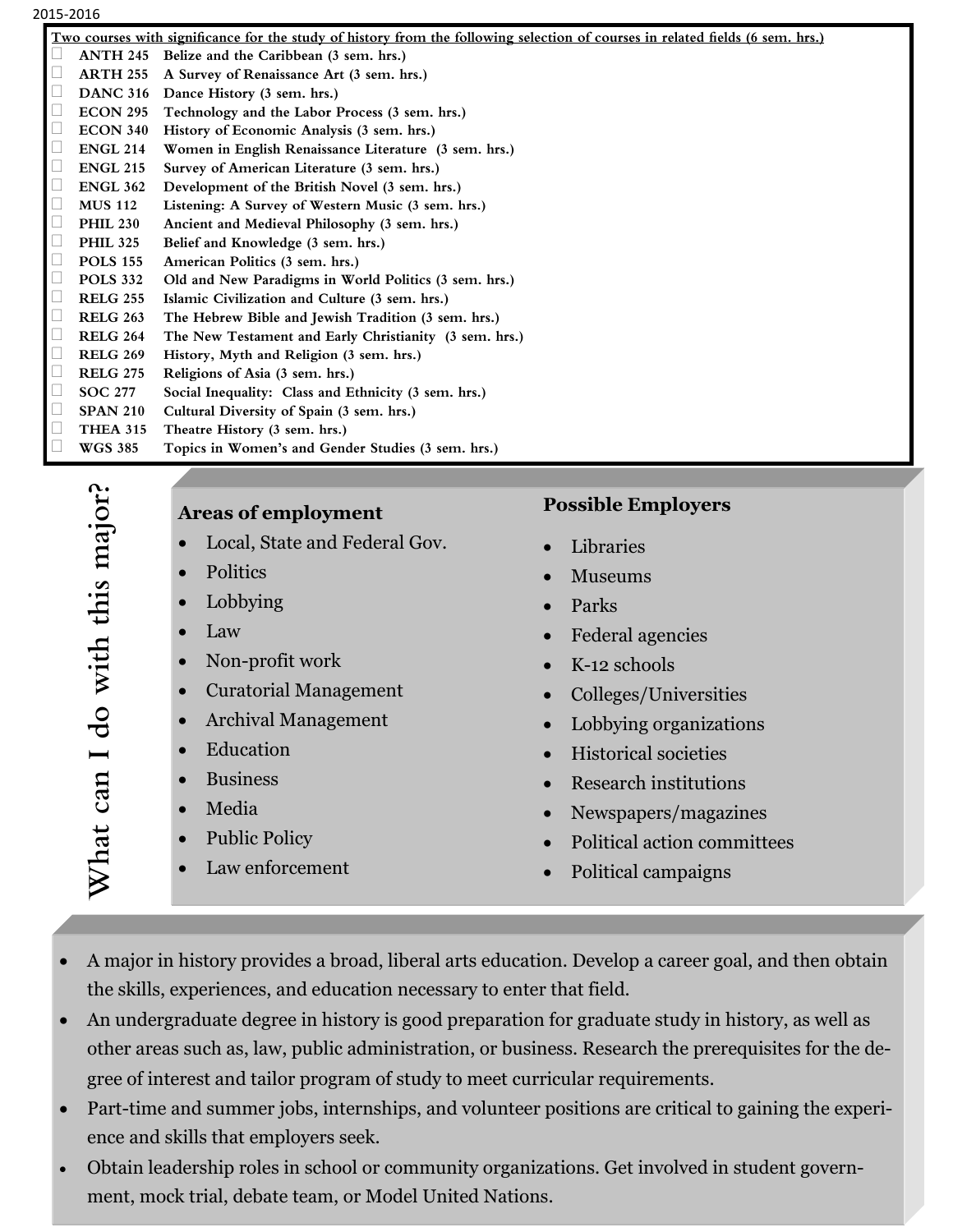2015-2016

<u>Two courses with significance for the study of history from the following selection of courses in related fields (6 sem. hrs.)</u>

- ☐ **ANTH 245** Belize and the Caribbean (3 sem. hrs.)
- ☐ **ARTH 255** A Survey of Renaissance Art (3 sem. hrs.)
- ☐ **DANC 316** Dance History (3 sem. hrs.)
- ☐ **ECON 295** Technology and the Labor Process (3 sem. hrs.)
- ☐ **ECON 340** History of Economic Analysis (3 sem. hrs.)
- ☐ **ENGL 214** Women in English Renaissance Literature (3 sem. hrs.)
- ☐ **ENGL 215** Survey of American Literature (3 sem. hrs.)
- ☐ **ENGL 362** Development of the British Novel (3 sem. hrs.)
- ☐ **MUS 112** Listening: A Survey of Western Music (3 sem. hrs.)
- ☐ **PHIL 230** Ancient and Medieval Philosophy (3 sem. hrs.)
- ☐ **PHIL 325** Belief and Knowledge (3 sem. hrs.)
- ☐ **POLS 155** American Politics (3 sem. hrs.)
- ☐ **POLS 332** Old and New Paradigms in World Politics (3 sem. hrs.)
- ☐ **RELG 255** Islamic Civilization and Culture (3 sem. hrs.)
- ☐ **RELG 263** The Hebrew Bible and Jewish Tradition (3 sem. hrs.)
- ☐ **RELG 264** The New Testament and Early Christianity (3 sem. hrs.)
- ☐ **RELG 269** History, Myth and Religion (3 sem. hrs.)
- ☐ **RELG 275** Religions of Asia (3 sem. hrs.)
- ☐ **SOC 277** Social Inequality: Class and Ethnicity (3 sem. hrs.)
- ☐ **SPAN 210** Cultural Diversity of Spain (3 sem. hrs.)
- ☐ **THEA 315** Theatre History (3 sem. hrs.)
- ☐ **WGS 385** Topics in Women's and Gender Studies (3 sem. hrs.)

## What can I do with this major?

**Areas of employment**

- Local, State and Federal Gov.
- Politics
- Lobbying
- Law
- Non-profit work
- Curatorial Management
- Archival Management
- Education
- Business
- Media
- Public Policy
- Law enforcement

**Possible Employers**

- Libraries
- Museums
- Parks
- Federal agencies
- K-12 schools
- Colleges/Universities
- Lobbying organizations
- Historical societies
- Research institutions
- Newspapers/magazines
- Political action committees
- Political campaigns

- A major in history provides a broad, liberal arts education. Develop a career goal, and then obtain the skills, experiences, and education necessary to enter that field.
- An undergraduate degree in history is good preparation for graduate study in history, as well as other areas such as, law, public administration, or business. Research the prerequisites for the degree of interest and tailor program of study to meet curricular requirements.
- Part-time and summer jobs, internships, and volunteer positions are critical to gaining the experience and skills that employers seek.
- Obtain leadership roles in school or community organizations. Get involved in student government, mock trial, debate team, or Model United Nations.